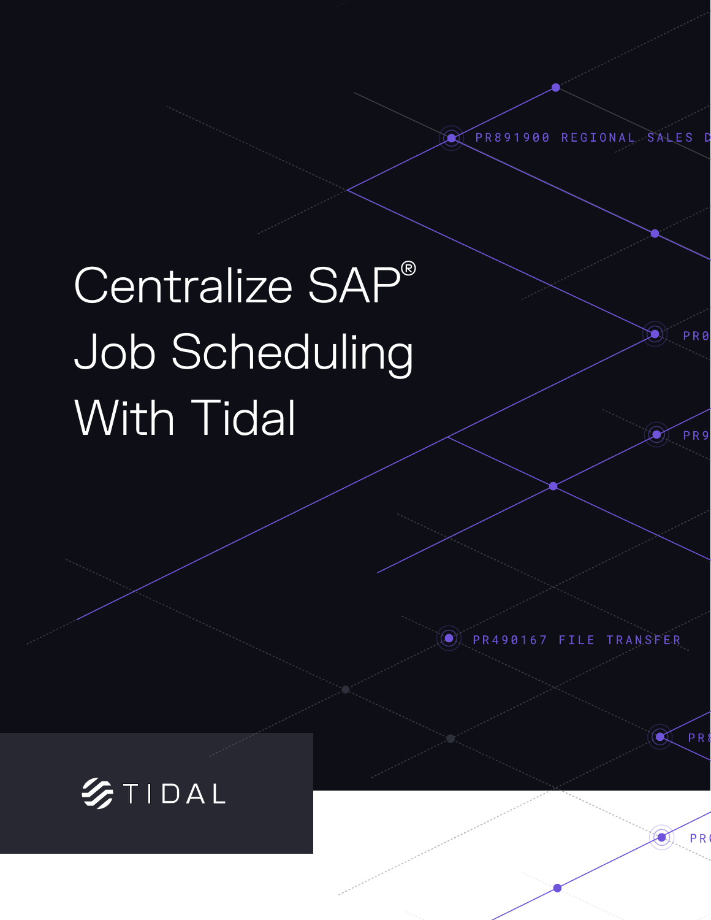# Centralize SAP® Job Scheduling With Tidal

TIDAL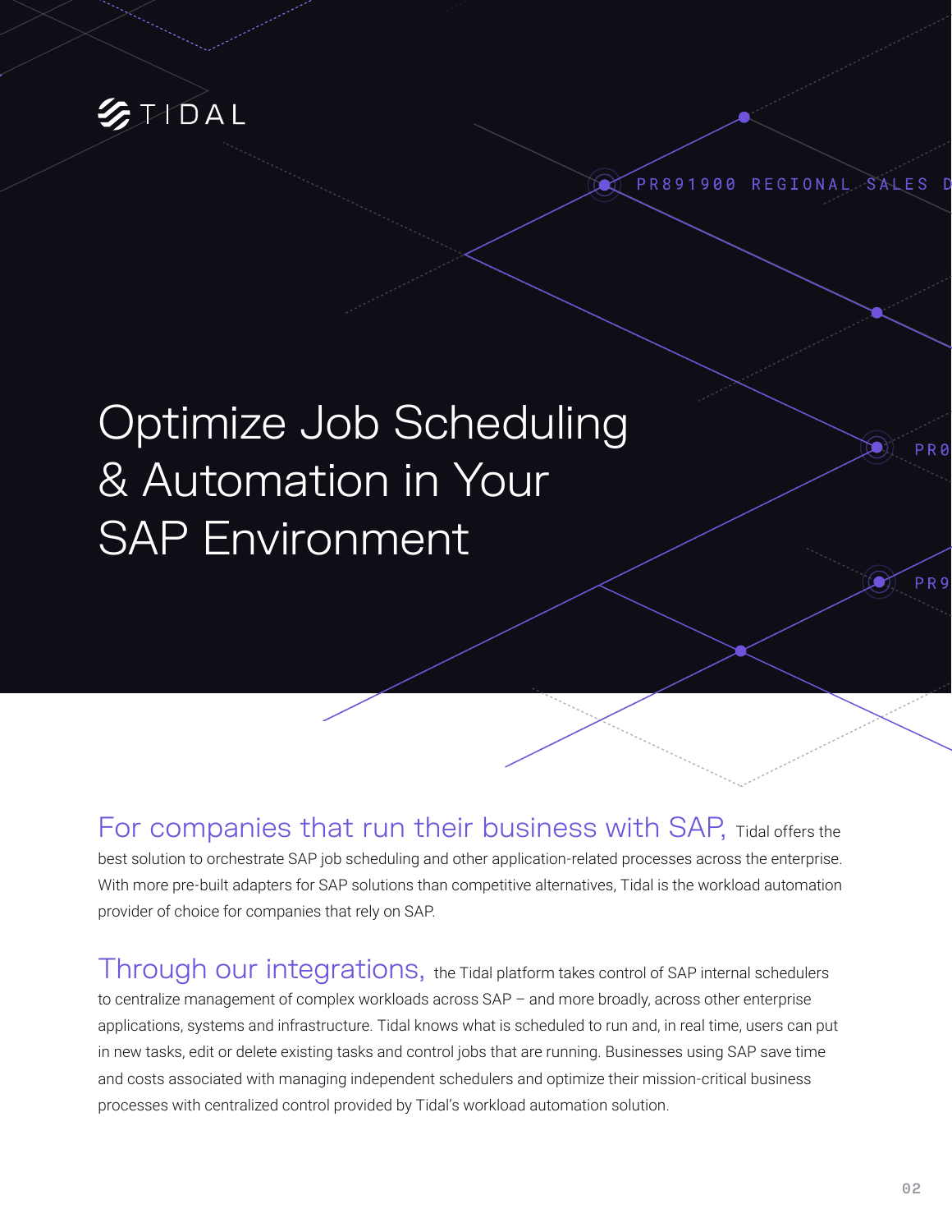# Optimize Job Scheduling & Automation in Your SAP Environment

**For companies that run their business with SAP,** Tidal offers the best solution to orchestrate SAP job scheduling and other application-related processes across the enterprise. With more pre-built adapters for SAP solutions than competitive alternatives, Tidal is the workload automation provider of choice for companies that rely on SAP.

**Through our integrations,** the Tidal platform takes control of SAP internal schedulers to centralize management of complex workloads across SAP – and more broadly, across other enterprise applications, systems and infrastructure. Tidal knows what is scheduled to run and, in real time, users can put in new tasks, edit or delete existing tasks and control jobs that are running. Businesses using SAP save time and costs associated with managing independent schedulers and optimize their mission-critical business processes with centralized control provided by Tidal's workload automation solution.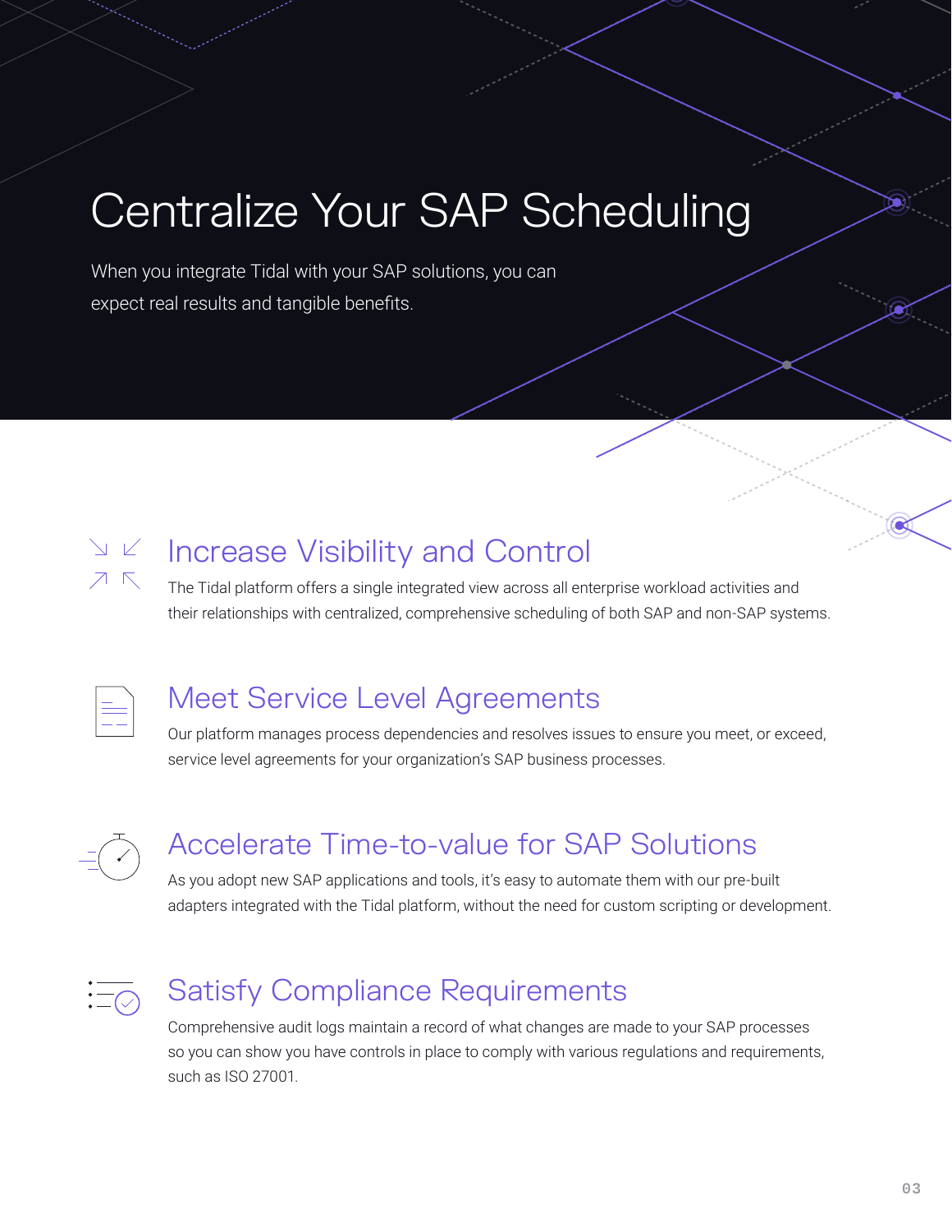# Centralize Your SAP Scheduling

When you integrate Tidal with your SAP solutions, you can expect real results and tangible benefits.

## Increase Visibility and Control

The Tidal platform offers a single integrated view across all enterprise workload activities and their relationships with centralized, comprehensive scheduling of both SAP and non-SAP systems.

## Meet Service Level Agreements

Our platform manages process dependencies and resolves issues to ensure you meet, or exceed, service level agreements for your organization's SAP business processes.

## Accelerate Time-to-value for SAP Solutions

As you adopt new SAP applications and tools, it's easy to automate them with our pre-built adapters integrated with the Tidal platform, without the need for custom scripting or development.

## Satisfy Compliance Requirements

Comprehensive audit logs maintain a record of what changes are made to your SAP processes so you can show you have controls in place to comply with various regulations and requirements, such as ISO 27001.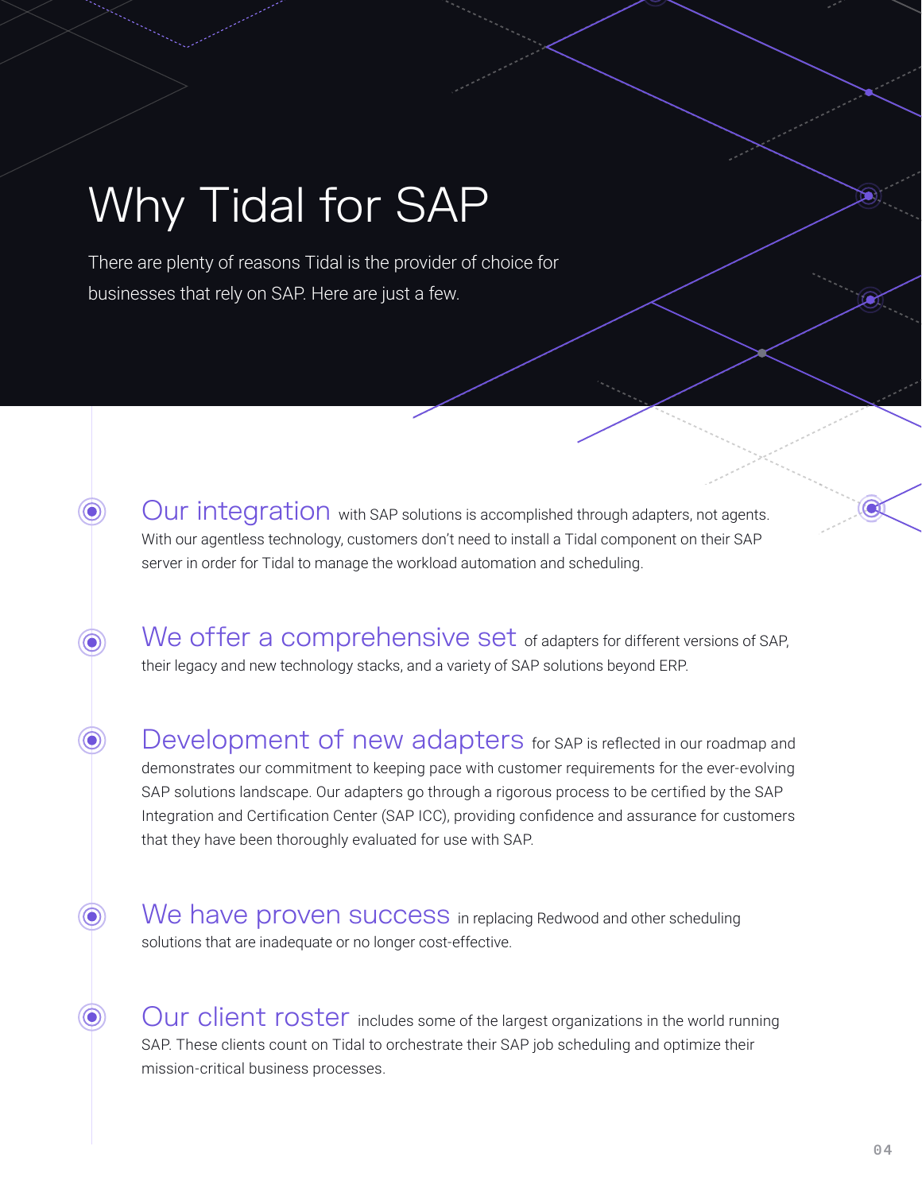# Why Tidal for SAP

There are plenty of reasons Tidal is the provider of choice for businesses that rely on SAP. Here are just a few.

**Our integration** with SAP solutions is accomplished through adapters, not agents. With our agentless technology, customers don't need to install a Tidal component on their SAP server in order for Tidal to manage the workload automation and scheduling.

**We offer a comprehensive set** of adapters for different versions of SAP, their legacy and new technology stacks, and a variety of SAP solutions beyond ERP.

**Development of new adapters** for SAP is reflected in our roadmap and demonstrates our commitment to keeping pace with customer requirements for the ever-evolving SAP solutions landscape. Our adapters go through a rigorous process to be certified by the SAP Integration and Certification Center (SAP ICC), providing confidence and assurance for customers that they have been thoroughly evaluated for use with SAP.

**We have proven success** in replacing Redwood and other scheduling solutions that are inadequate or no longer cost-effective.

**Our client roster** includes some of the largest organizations in the world running SAP. These clients count on Tidal to orchestrate their SAP job scheduling and optimize their mission-critical business processes.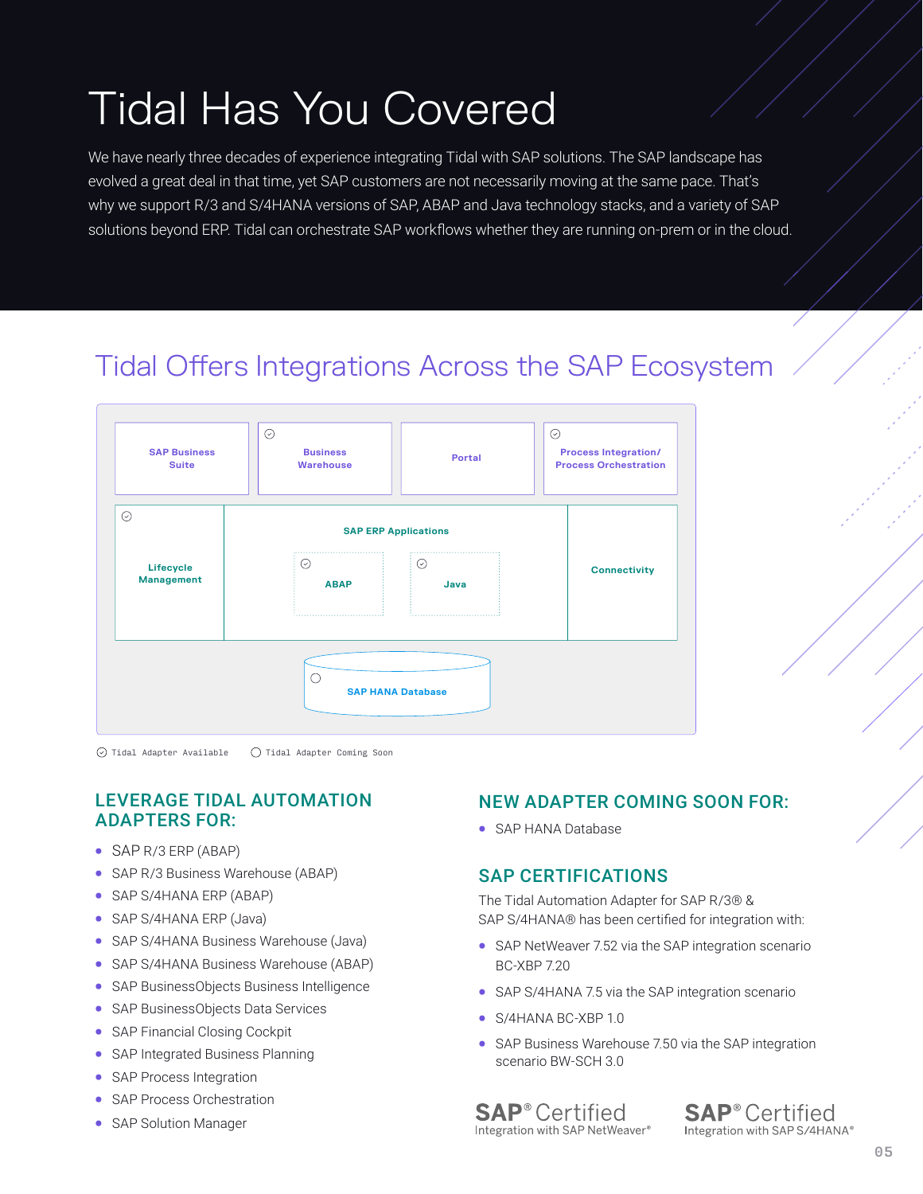# Tidal Has You Covered

We have nearly three decades of experience integrating Tidal with SAP solutions. The SAP landscape has evolved a great deal in that time, yet SAP customers are not necessarily moving at the same pace. That's why we support R/3 and S/4HANA versions of SAP, ABAP and Java technology stacks, and a variety of SAP solutions beyond ERP. Tidal can orchestrate SAP workflows whether they are running on-prem or in the cloud.

## Tidal Offers Integrations Across the SAP Ecosystem

SAP Business Suite

Business Warehouse

Portal

Process Integration/ Process Orchestration

Lifecycle Management

SAP ERP Applications

ABAP

Java

Connectivity

SAP HANA Database

Tidal Adapter Available    Tidal Adapter Coming Soon

### LEVERAGE TIDAL AUTOMATION ADAPTERS FOR:

- SAP R/3 ERP (ABAP)
- SAP R/3 Business Warehouse (ABAP)
- SAP S/4HANA ERP (ABAP)
- SAP S/4HANA ERP (Java)
- SAP S/4HANA Business Warehouse (Java)
- SAP S/4HANA Business Warehouse (ABAP)
- SAP BusinessObjects Business Intelligence
- SAP BusinessObjects Data Services
- SAP Financial Closing Cockpit
- SAP Integrated Business Planning
- SAP Process Integration
- SAP Process Orchestration
- SAP Solution Manager

### NEW ADAPTER COMING SOON FOR:

- SAP HANA Database

### SAP CERTIFICATIONS

The Tidal Automation Adapter for SAP R/3® & SAP S/4HANA® has been certified for integration with:

- SAP NetWeaver 7.52 via the SAP integration scenario BC-XBP 7.20
- SAP S/4HANA 7.5 via the SAP integration scenario
- S/4HANA BC-XBP 1.0
- SAP Business Warehouse 7.50 via the SAP integration scenario BW-SCH 3.0

SAP® Certified Integration with SAP NetWeaver®

SAP® Certified Integration with SAP S/4HANA®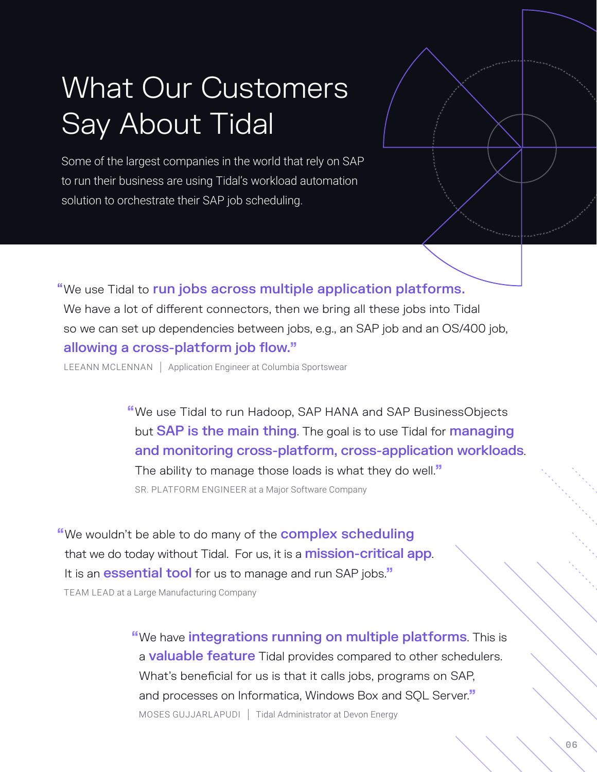# What Our Customers Say About Tidal

Some of the largest companies in the world that rely on SAP to run their business are using Tidal's workload automation solution to orchestrate their SAP job scheduling.

> "We use Tidal to **run jobs across multiple application platforms.** We have a lot of different connectors, then we bring all these jobs into Tidal so we can set up dependencies between jobs, e.g., an SAP job and an OS/400 job, **allowing a cross-platform job flow.**"
>
> LEEANN MCLENNAN | Application Engineer at Columbia Sportswear

> "We use Tidal to run Hadoop, SAP HANA and SAP BusinessObjects but **SAP is the main thing**. The goal is to use Tidal for **managing and monitoring cross-platform, cross-application workloads**. The ability to manage those loads is what they do well."
>
> SR. PLATFORM ENGINEER at a Major Software Company

> "We wouldn't be able to do many of the **complex scheduling** that we do today without Tidal. For us, it is a **mission-critical app**. It is an **essential tool** for us to manage and run SAP jobs."
>
> TEAM LEAD at a Large Manufacturing Company

> "We have **integrations running on multiple platforms**. This is a **valuable feature** Tidal provides compared to other schedulers. What's beneficial for us is that it calls jobs, programs on SAP, and processes on Informatica, Windows Box and SQL Server."
>
> MOSES GUJJARLAPUDI | Tidal Administrator at Devon Energy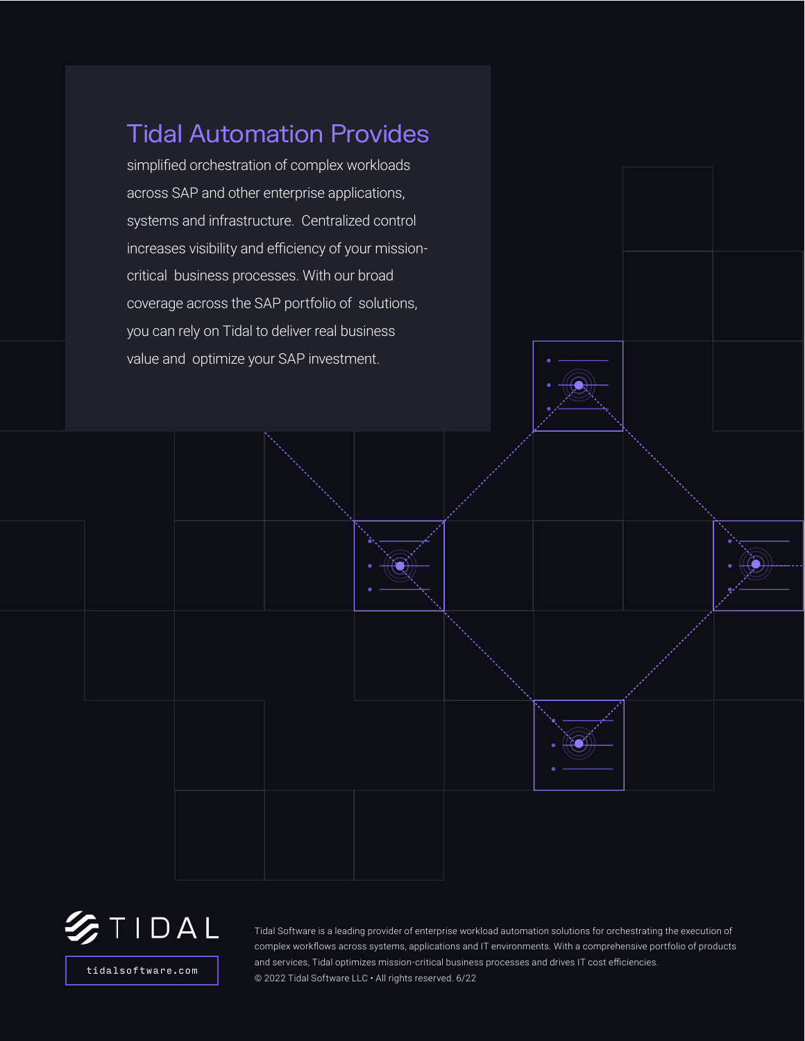## Tidal Automation Provides

simplified orchestration of complex workloads across SAP and other enterprise applications, systems and infrastructure. Centralized control increases visibility and efficiency of your mission-critical business processes. With our broad coverage across the SAP portfolio of solutions, you can rely on Tidal to deliver real business value and optimize your SAP investment.

TIDAL

tidalsoftware.com

Tidal Software is a leading provider of enterprise workload automation solutions for orchestrating the execution of complex workflows across systems, applications and IT environments. With a comprehensive portfolio of products and services, Tidal optimizes mission-critical business processes and drives IT cost efficiencies.

© 2022 Tidal Software LLC • All rights reserved. 6/22